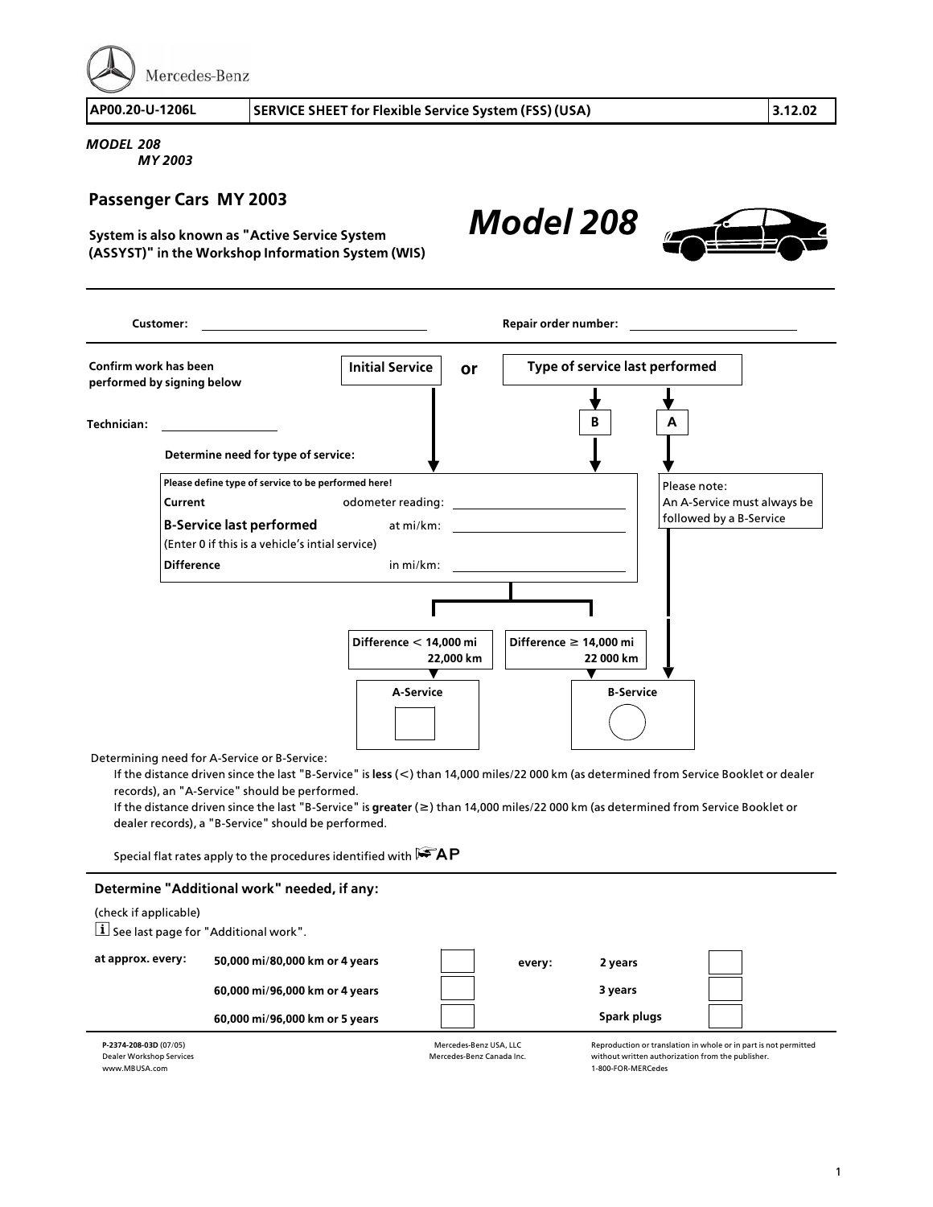Mercedes-Benz

| AP00.20-U-1206L | SERVICE SHEET for Flexible Service System (FSS) (USA) | 3.12.02 |
|---|---|---|

*MODEL 208*
*MY 2003*

## Passenger Cars MY 2003

**System is also known as "Active Service System (ASSYST)" in the Workshop Information System (WIS)**

# *Model 208*

**Customer:** ____________________ **Repair order number:** ____________________

**Confirm work has been performed by signing below**

**Technician:** ____________________

**Initial Service** or **Type of service last performed** → **B** | **A**

**Determine need for type of service:**

**Please define type of service to be performed here!**

| | | |
|---|---|---|
| **Current** | odometer reading: | |
| **B-Service last performed** | at mi/km: | |
| (Enter 0 if this is a vehicle's intial service) | | |
| **Difference** | in mi/km: | |

Please note:
An A-Service must always be followed by a B-Service

| **Difference < 14,000 mi 22,000 km** | **Difference ≥ 14,000 mi 22 000 km** |
|---|---|
| **A-Service** ☐ | **B-Service** ○ |

Determining need for A-Service or B-Service:

If the distance driven since the last "B-Service" is **less** (<) than 14,000 miles/22 000 km (as determined from Service Booklet or dealer records), an "A-Service" should be performed.

If the distance driven since the last "B-Service" is **greater** (≥) than 14,000 miles/22 000 km (as determined from Service Booklet or dealer records), a "B-Service" should be performed.

Special flat rates apply to the procedures identified with ☞AP

### Determine "Additional work" needed, if any:

(check if applicable)

ℹ See last page for "Additional work".

| at approx. every: | | | every: | | |
|---|---|---|---|---|---|
| | **50,000 mi/80,000 km or 4 years** | ☐ | | **2 years** | ☐ |
| | **60,000 mi/96,000 km or 4 years** | ☐ | | **3 years** | ☐ |
| | **60,000 mi/96,000 km or 5 years** | ☐ | | **Spark plugs** | ☐ |

**P-2374-208-03D** (07/05)
Dealer Workshop Services
www.MBUSA.com

Mercedes-Benz USA, LLC
Mercedes-Benz Canada Inc.

Reproduction or translation in whole or in part is not permitted without written authorization from the publisher.
1-800-FOR-MERCedes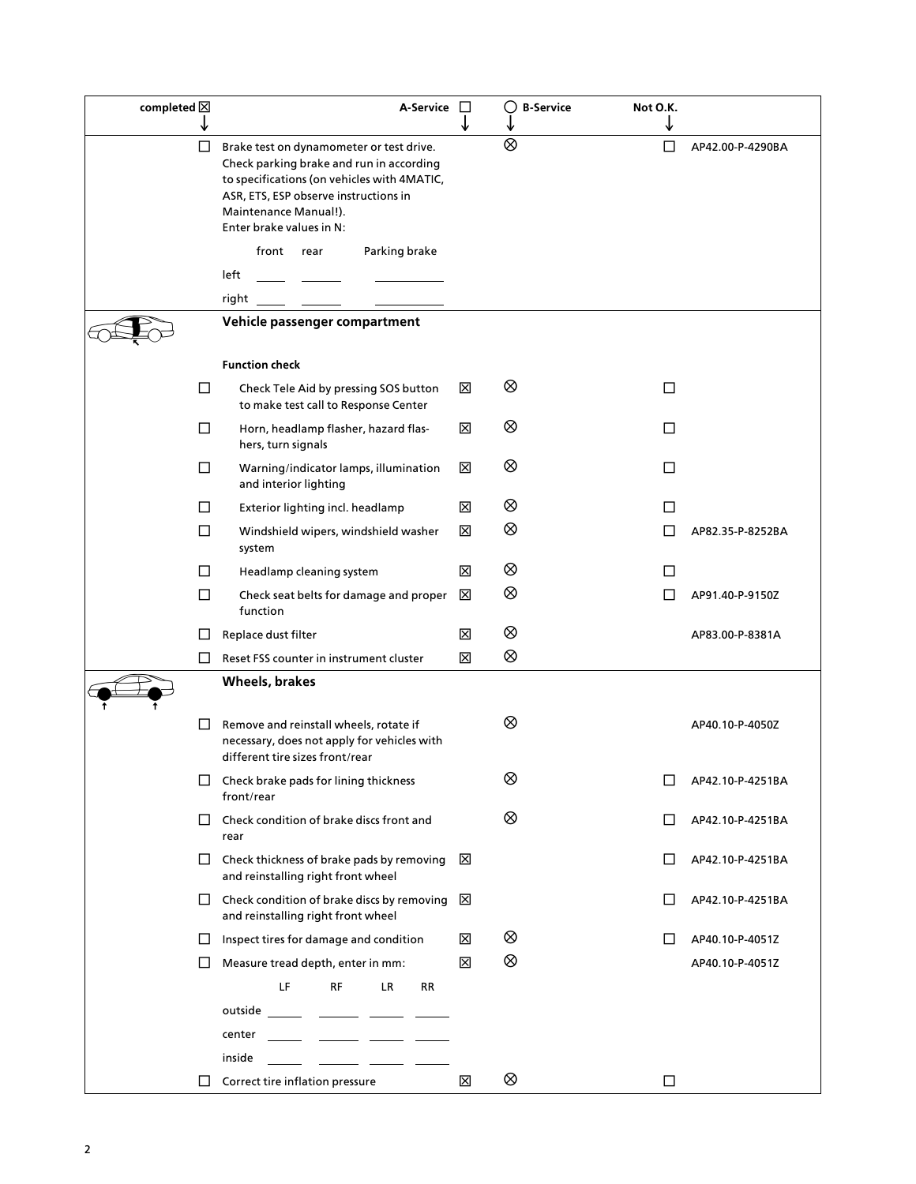| completed ☒ | | A-Service ☐ | ◯ B-Service | Not O.K. | |
|---|---|---|---|---|---|
| ☐ | Brake test on dynamometer or test drive. Check parking brake and run in according to specifications (on vehicles with 4MATIC, ASR, ETS, ESP observe instructions in Maintenance Manual!). Enter brake values in N: | | ⊗ | ☐ | AP42.00-P-4290BA |
| | front ___ rear ___ Parking brake ___ | | | | |
| | left ___ ___ ___ | | | | |
| | right ___ ___ ___ | | | | |
| | **Vehicle passenger compartment** | | | | |
| | **Function check** | | | | |
| ☐ | Check Tele Aid by pressing SOS button to make test call to Response Center | ☒ | ⊗ | ☐ | |
| ☐ | Horn, headlamp flasher, hazard flashers, turn signals | ☒ | ⊗ | ☐ | |
| ☐ | Warning/indicator lamps, illumination and interior lighting | ☒ | ⊗ | ☐ | |
| ☐ | Exterior lighting incl. headlamp | ☒ | ⊗ | ☐ | |
| ☐ | Windshield wipers, windshield washer system | ☒ | ⊗ | ☐ | AP82.35-P-8252BA |
| ☐ | Headlamp cleaning system | ☒ | ⊗ | ☐ | |
| ☐ | Check seat belts for damage and proper function | ☒ | ⊗ | ☐ | AP91.40-P-9150Z |
| ☐ | Replace dust filter | ☒ | ⊗ | | AP83.00-P-8381A |
| ☐ | Reset FSS counter in instrument cluster | ☒ | ⊗ | | |
| | **Wheels, brakes** | | | | |
| ☐ | Remove and reinstall wheels, rotate if necessary, does not apply for vehicles with different tire sizes front/rear | | ⊗ | | AP40.10-P-4050Z |
| ☐ | Check brake pads for lining thickness front/rear | | ⊗ | ☐ | AP42.10-P-4251BA |
| ☐ | Check condition of brake discs front and rear | | ⊗ | ☐ | AP42.10-P-4251BA |
| ☐ | Check thickness of brake pads by removing and reinstalling right front wheel | ☒ | | ☐ | AP42.10-P-4251BA |
| ☐ | Check condition of brake discs by removing and reinstalling right front wheel | ☒ | | ☐ | AP42.10-P-4251BA |
| ☐ | Inspect tires for damage and condition | ☒ | ⊗ | ☐ | AP40.10-P-4051Z |
| ☐ | Measure tread depth, enter in mm: | ☒ | ⊗ | | AP40.10-P-4051Z |
| | LF ___ RF ___ LR ___ RR ___ | | | | |
| | outside ___ ___ ___ ___ | | | | |
| | center ___ ___ ___ ___ | | | | |
| | inside ___ ___ ___ ___ | | | | |
| ☐ | Correct tire inflation pressure | ☒ | ⊗ | ☐ | |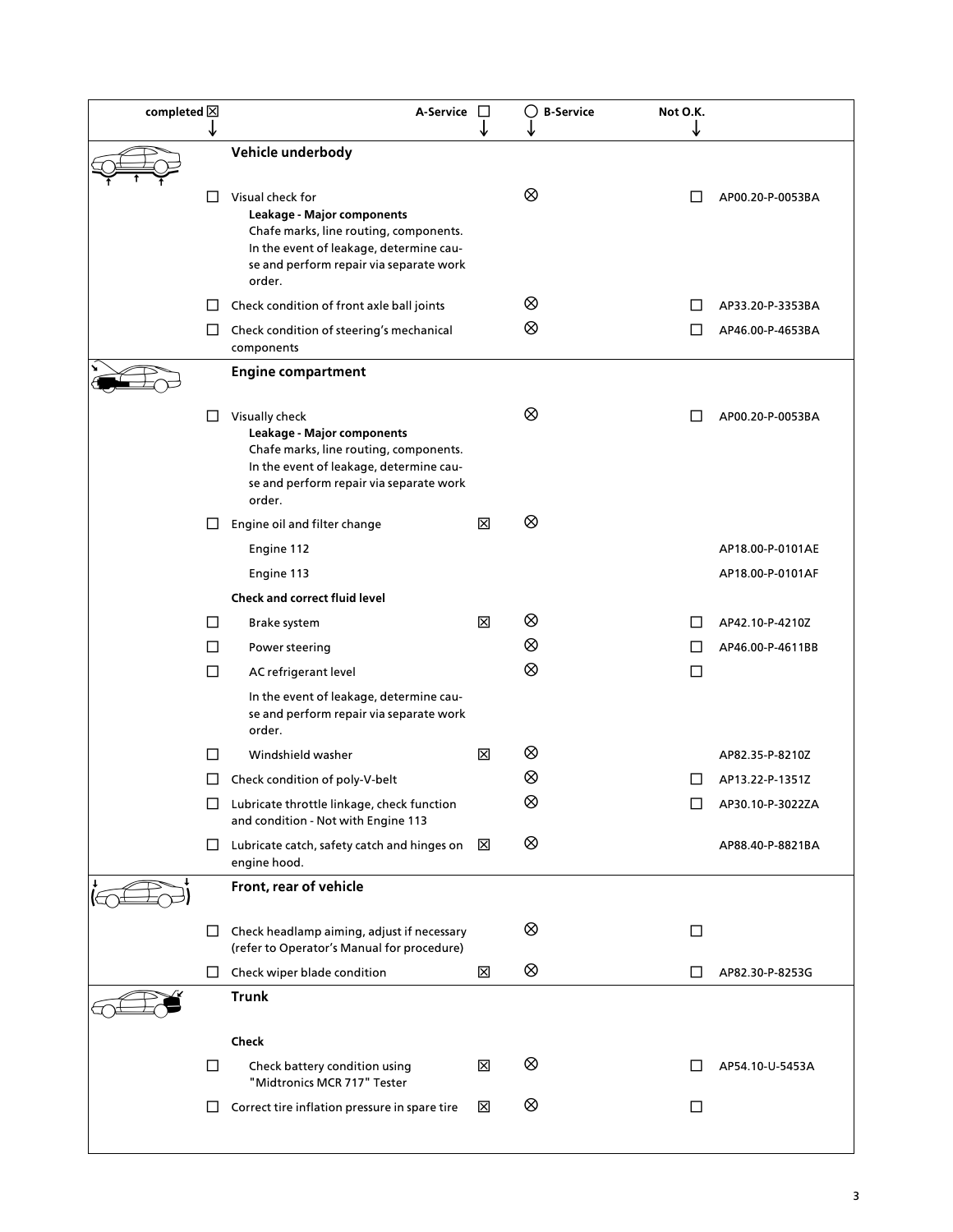| completed ☒ ↓ | A-Service ☐ ↓ | | ◯ B-Service ↓ | Not O.K. ↓ | |
|---|---|---|---|---|---|
| | **Vehicle underbody** | | | | |
| ☐ | Visual check for **Leakage - Major components** Chafe marks, line routing, components. In the event of leakage, determine cause and perform repair via separate work order. | | ⊗ | ☐ | AP00.20-P-0053BA |
| ☐ | Check condition of front axle ball joints | | ⊗ | ☐ | AP33.20-P-3353BA |
| ☐ | Check condition of steering's mechanical components | | ⊗ | ☐ | AP46.00-P-4653BA |
| | **Engine compartment** | | | | |
| ☐ | Visually check **Leakage - Major components** Chafe marks, line routing, components. In the event of leakage, determine cause and perform repair via separate work order. | | ⊗ | ☐ | AP00.20-P-0053BA |
| ☐ | Engine oil and filter change | ☒ | ⊗ | | |
| | Engine 112 | | | | AP18.00-P-0101AE |
| | Engine 113 | | | | AP18.00-P-0101AF |
| | **Check and correct fluid level** | | | | |
| ☐ | Brake system | ☒ | ⊗ | ☐ | AP42.10-P-4210Z |
| ☐ | Power steering | | ⊗ | ☐ | AP46.00-P-4611BB |
| ☐ | AC refrigerant level | | ⊗ | ☐ | |
| | In the event of leakage, determine cause and perform repair via separate work order. | | | | |
| ☐ | Windshield washer | ☒ | ⊗ | | AP82.35-P-8210Z |
| ☐ | Check condition of poly-V-belt | | ⊗ | ☐ | AP13.22-P-1351Z |
| ☐ | Lubricate throttle linkage, check function and condition - Not with Engine 113 | | ⊗ | ☐ | AP30.10-P-3022ZA |
| ☐ | Lubricate catch, safety catch and hinges on engine hood. | ☒ | ⊗ | | AP88.40-P-8821BA |
| | **Front, rear of vehicle** | | | | |
| ☐ | Check headlamp aiming, adjust if necessary (refer to Operator's Manual for procedure) | | ⊗ | ☐ | |
| ☐ | Check wiper blade condition | ☒ | ⊗ | ☐ | AP82.30-P-8253G |
| | **Trunk** | | | | |
| | **Check** | | | | |
| ☐ | Check battery condition using "Midtronics MCR 717" Tester | ☒ | ⊗ | ☐ | AP54.10-U-5453A |
| ☐ | Correct tire inflation pressure in spare tire | ☒ | ⊗ | ☐ | |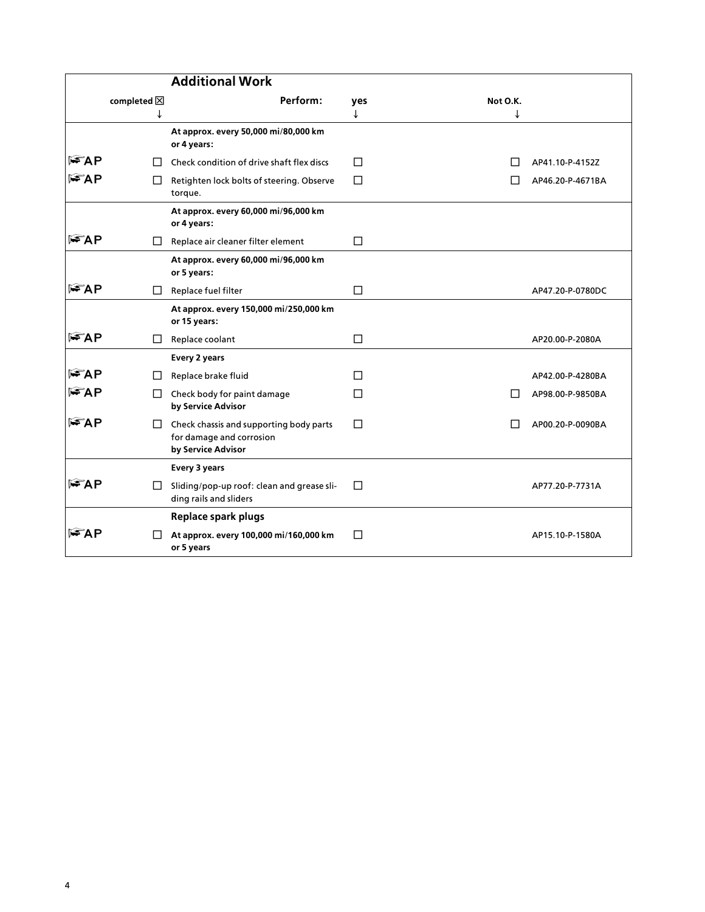| | completed ☒ ↓ | Additional Work<br>Perform: | yes ↓ | Not O.K. ↓ | |
|---|---|---|---|---|---|
| | | **At approx. every 50,000 mi/80,000 km or 4 years:** | | | |
| ☞AP | ☐ | Check condition of drive shaft flex discs | ☐ | ☐ | AP41.10-P-4152Z |
| ☞AP | ☐ | Retighten lock bolts of steering. Observe torque. | ☐ | ☐ | AP46.20-P-4671BA |
| | | **At approx. every 60,000 mi/96,000 km or 4 years:** | | | |
| ☞AP | ☐ | Replace air cleaner filter element | ☐ | | |
| | | **At approx. every 60,000 mi/96,000 km or 5 years:** | | | |
| ☞AP | ☐ | Replace fuel filter | ☐ | | AP47.20-P-0780DC |
| | | **At approx. every 150,000 mi/250,000 km or 15 years:** | | | |
| ☞AP | ☐ | Replace coolant | ☐ | | AP20.00-P-2080A |
| | | **Every 2 years** | | | |
| ☞AP | ☐ | Replace brake fluid | ☐ | | AP42.00-P-4280BA |
| ☞AP | ☐ | Check body for paint damage **by Service Advisor** | ☐ | ☐ | AP98.00-P-9850BA |
| ☞AP | ☐ | Check chassis and supporting body parts for damage and corrosion **by Service Advisor** | ☐ | ☐ | AP00.20-P-0090BA |
| | | **Every 3 years** | | | |
| ☞AP | ☐ | Sliding/pop-up roof: clean and grease sliding rails and sliders | ☐ | | AP77.20-P-7731A |
| | | **Replace spark plugs** | | | |
| ☞AP | ☐ | **At approx. every 100,000 mi/160,000 km or 5 years** | ☐ | | AP15.10-P-1580A |